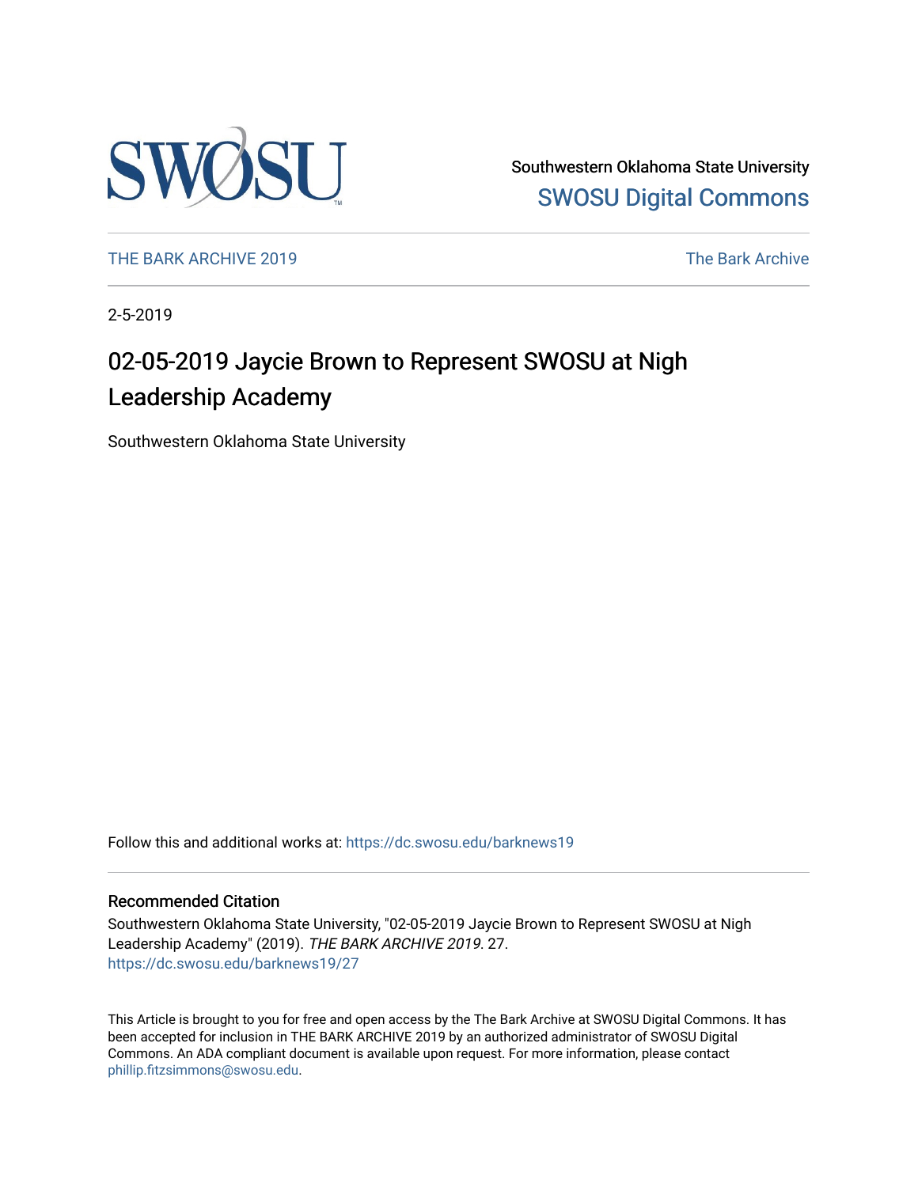Southwestern Oklahoma State University

SWOSU Digital Commons

THE BARK ARCHIVE 2019

The Bark Archive

2-5-2019

# 02-05-2019 Jaycie Brown to Represent SWOSU at Nigh Leadership Academy

Southwestern Oklahoma State University

Follow this and additional works at: https://dc.swosu.edu/barknews19

## Recommended Citation

Southwestern Oklahoma State University, "02-05-2019 Jaycie Brown to Represent SWOSU at Nigh Leadership Academy" (2019). *THE BARK ARCHIVE 2019*. 27.
https://dc.swosu.edu/barknews19/27

This Article is brought to you for free and open access by the The Bark Archive at SWOSU Digital Commons. It has been accepted for inclusion in THE BARK ARCHIVE 2019 by an authorized administrator of SWOSU Digital Commons. An ADA compliant document is available upon request. For more information, please contact phillip.fitzsimmons@swosu.edu.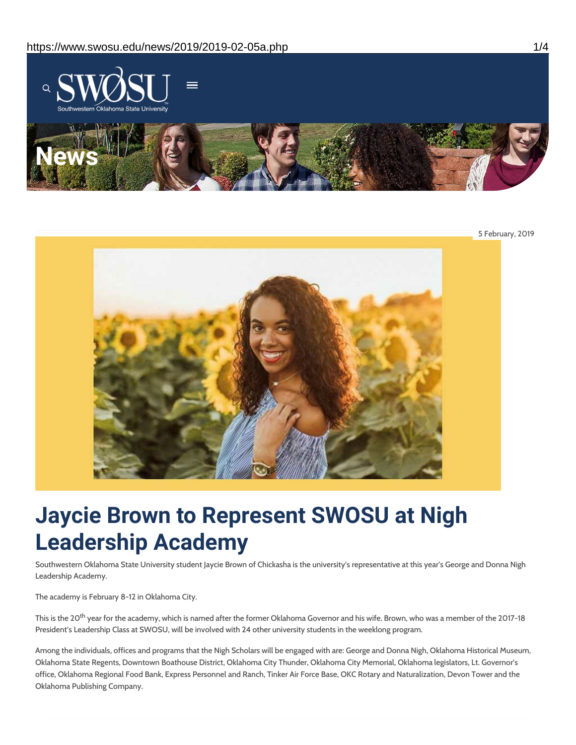# News

5 February, 2019

# Jaycie Brown to Represent SWOSU at Nigh Leadership Academy

Southwestern Oklahoma State University student Jaycie Brown of Chickasha is the university's representative at this year's George and Donna Nigh Leadership Academy.

The academy is February 8-12 in Oklahoma City.

This is the 20th year for the academy, which is named after the former Oklahoma Governor and his wife. Brown, who was a member of the 2017-18 President's Leadership Class at SWOSU, will be involved with 24 other university students in the weeklong program.

Among the individuals, offices and programs that the Nigh Scholars will be engaged with are: George and Donna Nigh, Oklahoma Historical Museum, Oklahoma State Regents, Downtown Boathouse District, Oklahoma City Thunder, Oklahoma City Memorial, Oklahoma legislators, Lt. Governor's office, Oklahoma Regional Food Bank, Express Personnel and Ranch, Tinker Air Force Base, OKC Rotary and Naturalization, Devon Tower and the Oklahoma Publishing Company.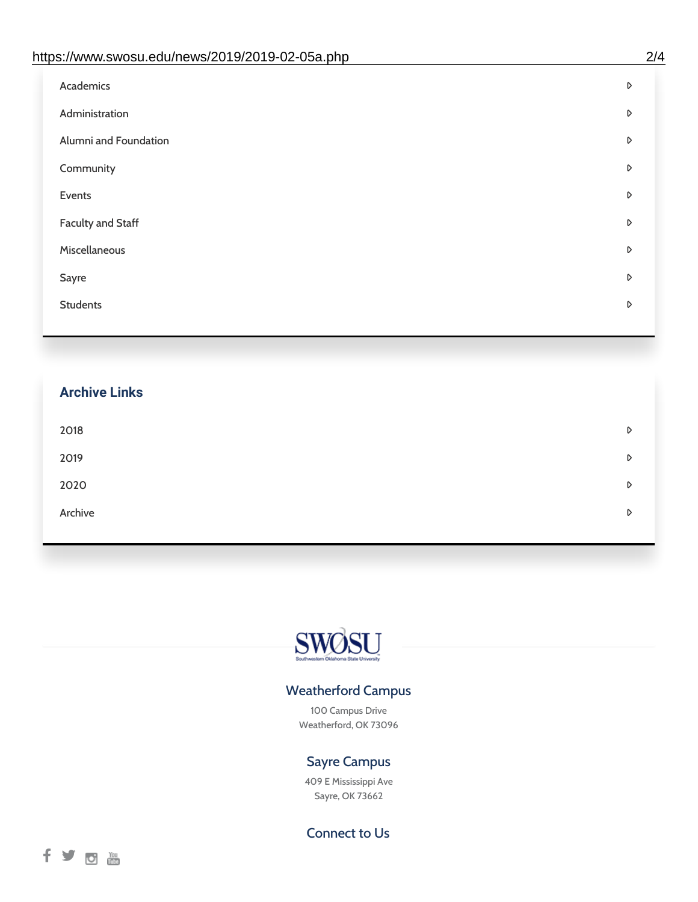- Academics
- Administration
- Alumni and Foundation
- Community
- Events
- Faculty and Staff
- Miscellaneous
- Sayre
- Students

## Archive Links

- 2018
- 2019
- 2020
- Archive

SWOSU

Southwestern Oklahoma State University

### Weatherford Campus

100 Campus Drive
Weatherford, OK 73096

### Sayre Campus

409 E Mississippi Ave
Sayre, OK 73662

### Connect to Us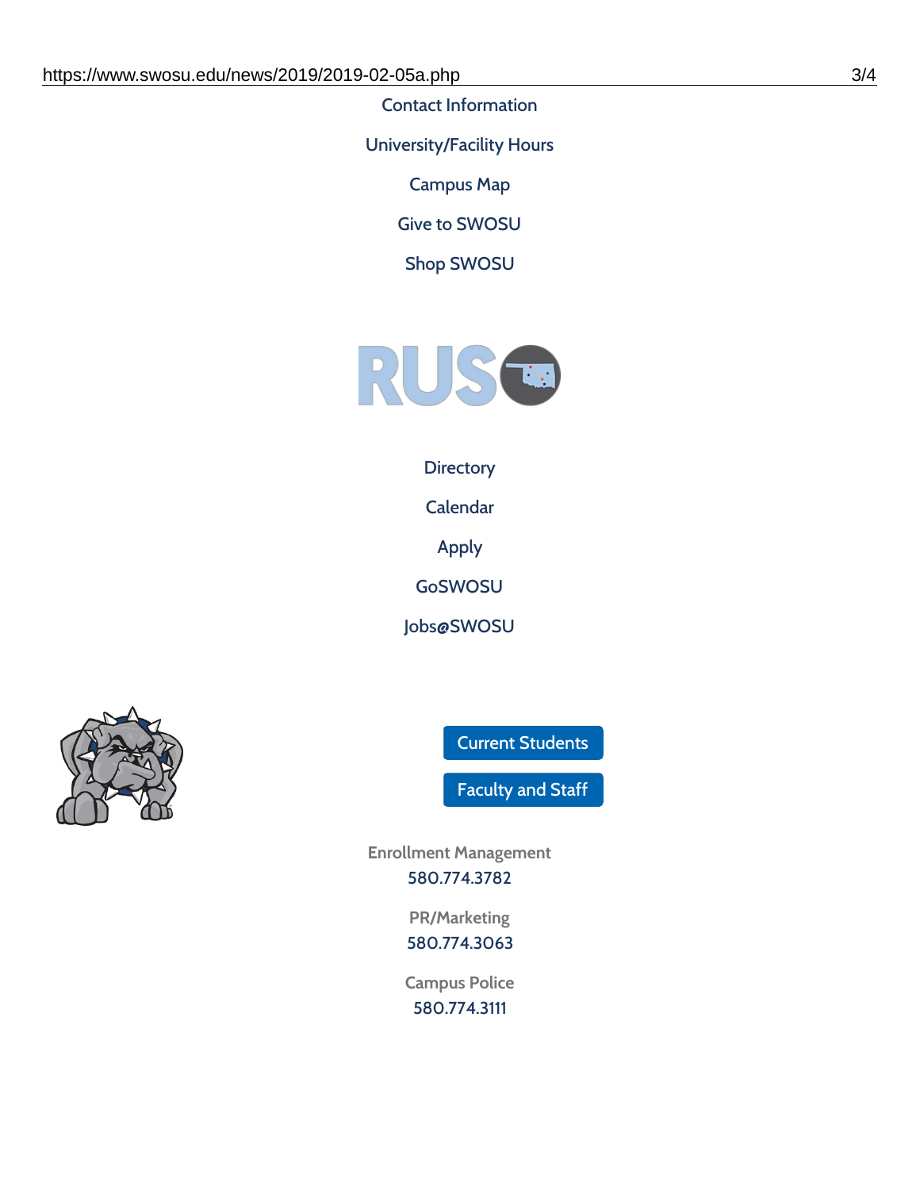Contact Information

University/Facility Hours

Campus Map

Give to SWOSU

Shop SWOSU

Directory

Calendar

Apply

GoSWOSU

Jobs@SWOSU

Current Students

Faculty and Staff

Enrollment Management
580.774.3782

PR/Marketing
580.774.3063

Campus Police
580.774.3111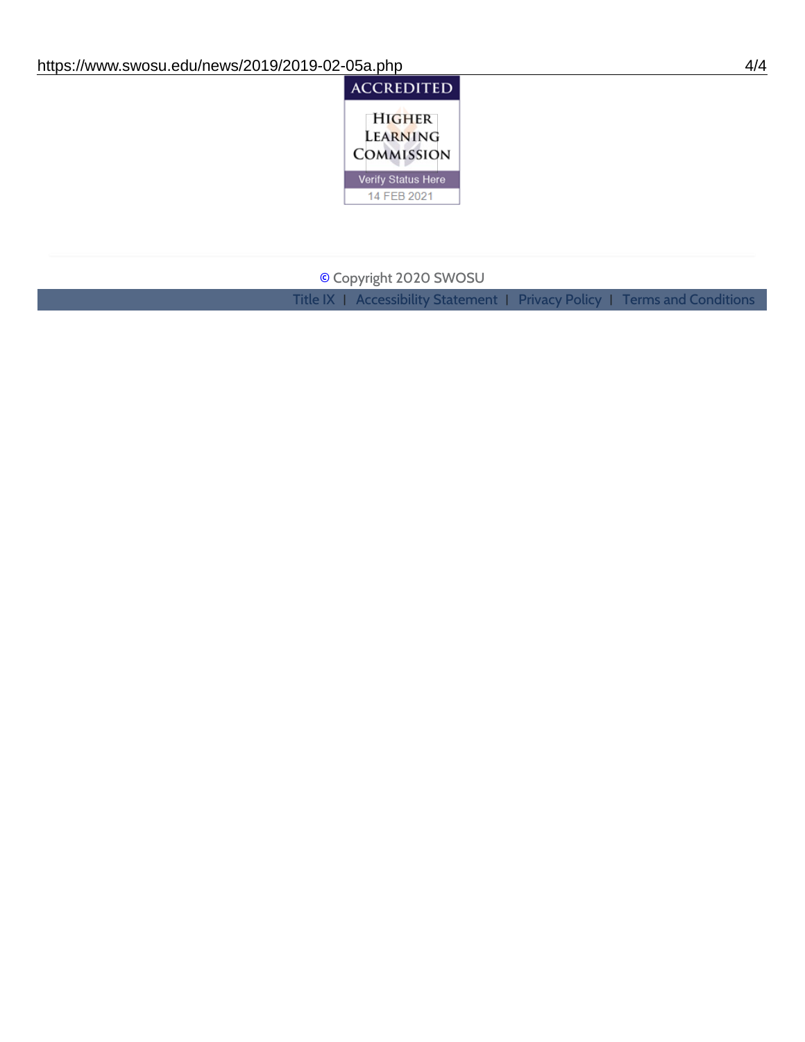ACCREDITED

HIGHER LEARNING COMMISSION

Verify Status Here

14 FEB 2021

© Copyright 2020 SWOSU

Title IX | Accessibility Statement | Privacy Policy | Terms and Conditions